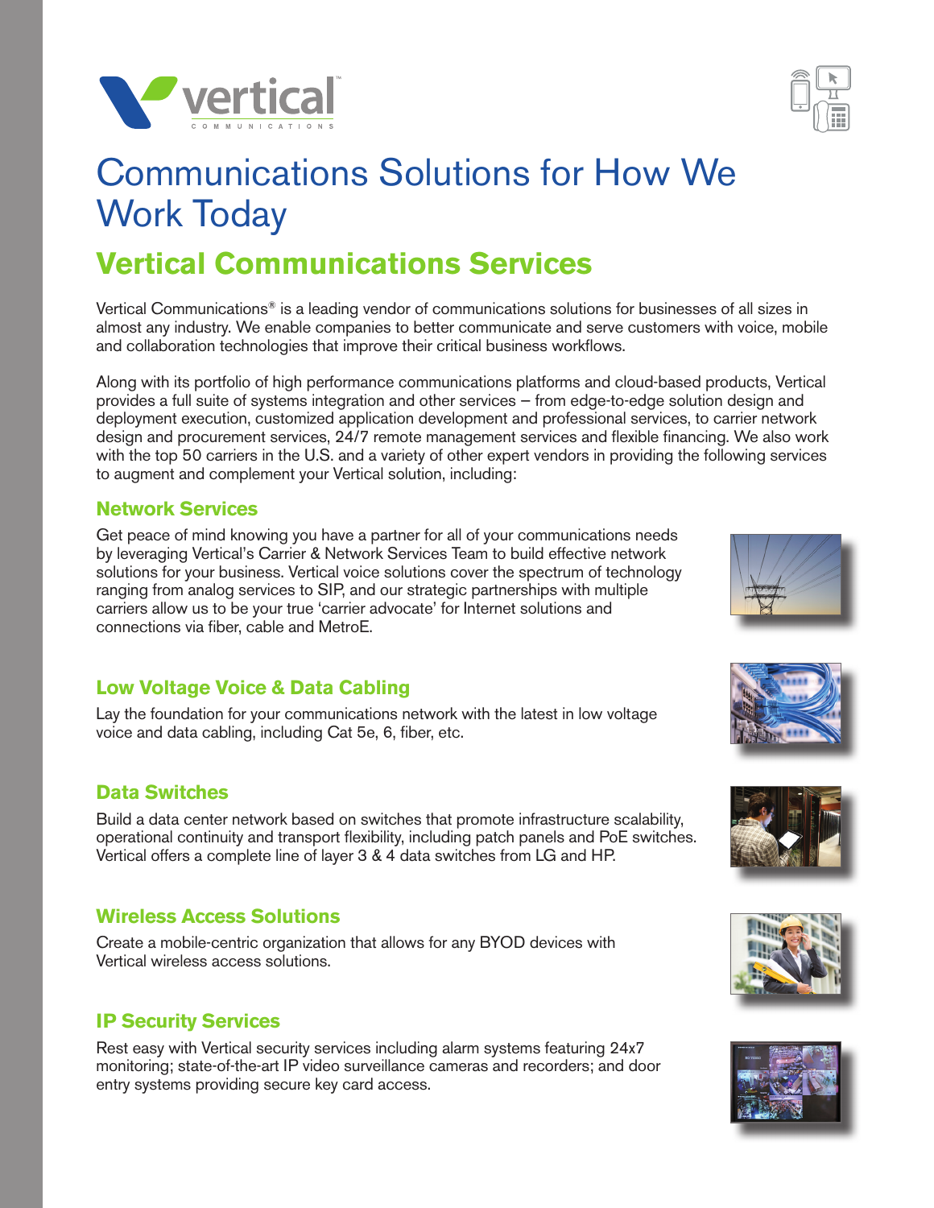# Communications Solutions for How We Work Today

## Vertical Communications Services

Vertical Communications® is a leading vendor of communications solutions for businesses of all sizes in almost any industry. We enable companies to better communicate and serve customers with voice, mobile and collaboration technologies that improve their critical business workflows.

Along with its portfolio of high performance communications platforms and cloud-based products, Vertical provides a full suite of systems integration and other services – from edge-to-edge solution design and deployment execution, customized application development and professional services, to carrier network design and procurement services, 24/7 remote management services and flexible financing. We also work with the top 50 carriers in the U.S. and a variety of other expert vendors in providing the following services to augment and complement your Vertical solution, including:

### Network Services

Get peace of mind knowing you have a partner for all of your communications needs by leveraging Vertical's Carrier & Network Services Team to build effective network solutions for your business. Vertical voice solutions cover the spectrum of technology ranging from analog services to SIP, and our strategic partnerships with multiple carriers allow us to be your true 'carrier advocate' for Internet solutions and connections via fiber, cable and MetroE.

### Low Voltage Voice & Data Cabling

Lay the foundation for your communications network with the latest in low voltage voice and data cabling, including Cat 5e, 6, fiber, etc.

### Data Switches

Build a data center network based on switches that promote infrastructure scalability, operational continuity and transport flexibility, including patch panels and PoE switches. Vertical offers a complete line of layer 3 & 4 data switches from LG and HP.

### Wireless Access Solutions

Create a mobile-centric organization that allows for any BYOD devices with Vertical wireless access solutions.

### IP Security Services

Rest easy with Vertical security services including alarm systems featuring 24x7 monitoring; state-of-the-art IP video surveillance cameras and recorders; and door entry systems providing secure key card access.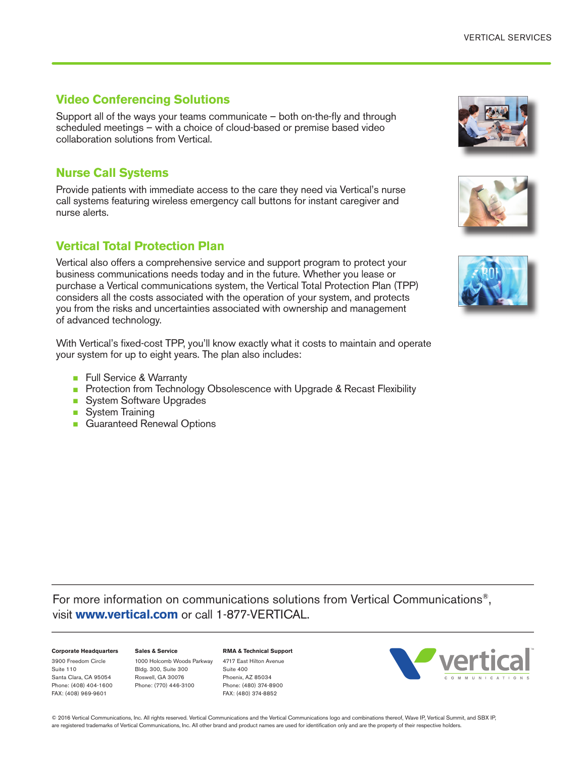## Video Conferencing Solutions

Support all of the ways your teams communicate – both on-the-fly and through scheduled meetings – with a choice of cloud-based or premise based video collaboration solutions from Vertical.

## Nurse Call Systems

Provide patients with immediate access to the care they need via Vertical's nurse call systems featuring wireless emergency call buttons for instant caregiver and nurse alerts.

## Vertical Total Protection Plan

Vertical also offers a comprehensive service and support program to protect your business communications needs today and in the future. Whether you lease or purchase a Vertical communications system, the Vertical Total Protection Plan (TPP) considers all the costs associated with the operation of your system, and protects you from the risks and uncertainties associated with ownership and management of advanced technology.

With Vertical's fixed-cost TPP, you'll know exactly what it costs to maintain and operate your system for up to eight years. The plan also includes:

- Full Service & Warranty
- Protection from Technology Obsolescence with Upgrade & Recast Flexibility
- System Software Upgrades
- System Training
- Guaranteed Renewal Options

For more information on communications solutions from Vertical Communications®, visit **www.vertical.com** or call 1-877-VERTICAL.

**Corporate Headquarters**
3900 Freedom Circle
Suite 110
Santa Clara, CA 95054
Phone: (408) 404-1600
FAX: (408) 969-9601

**Sales & Service**
1000 Holcomb Woods Parkway
Bldg. 300, Suite 300
Roswell, GA 30076
Phone: (770) 446-3100

**RMA & Technical Support**
4717 East Hilton Avenue
Suite 400
Phoenix, AZ 85034
Phone: (480) 374-8900
FAX: (480) 374-8852

vertical COMMUNICATIONS

© 2016 Vertical Communications, Inc. All rights reserved. Vertical Communications and the Vertical Communications logo and combinations thereof, Wave IP, Vertical Summit, and SBX IP, are registered trademarks of Vertical Communications, Inc. All other brand and product names are used for identification only and are the property of their respective holders.